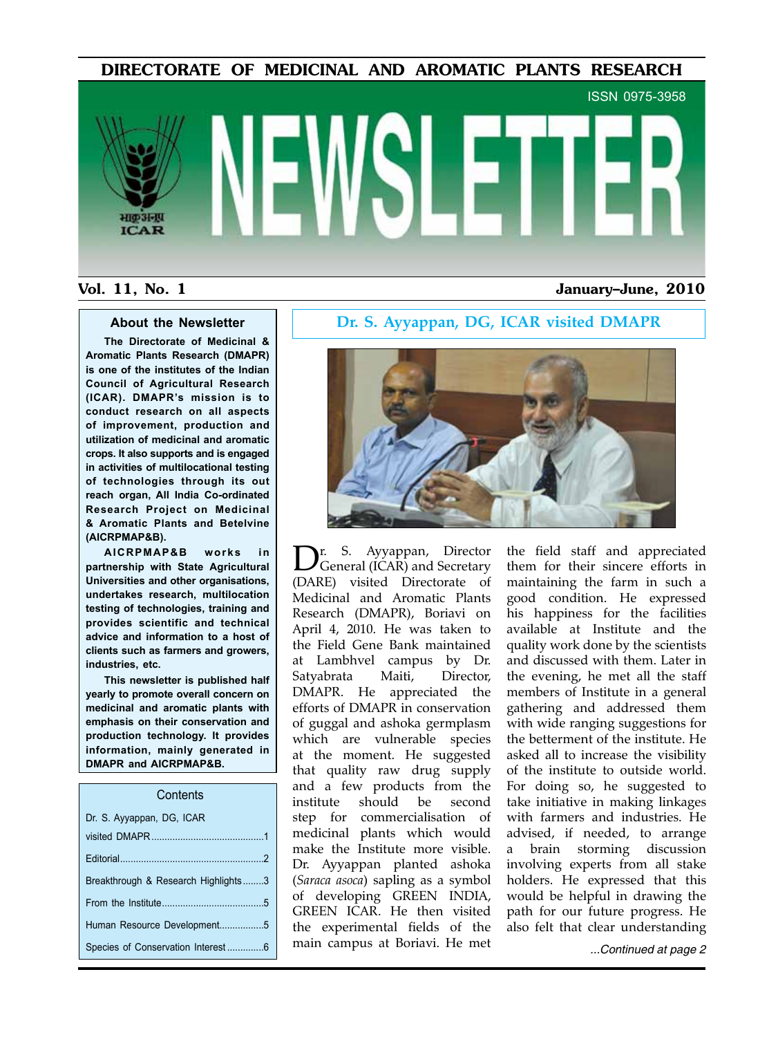# DIRECTORATE OF MEDICINAL AND AROMATIC PLANTS RESEARCH

ISSN 0975-3958

# NEWSLETTER

**Vol. 11, No. 1** **January–June, 2010**

### About the Newsletter

**The Directorate of Medicinal & Aromatic Plants Research (DMAPR) is one of the institutes of the Indian Council of Agricultural Research (ICAR). DMAPR's mission is to conduct research on all aspects of improvement, production and utilization of medicinal and aromatic crops. It also supports and is engaged in activities of multilocational testing of technologies through its out reach organ, All India Co-ordinated Research Project on Medicinal & Aromatic Plants and Betelvine (AICRPMAP&B).**

**AICRPMAP&B works in partnership with State Agricultural Universities and other organisations, undertakes research, multilocation testing of technologies, training and provides scientific and technical advice and information to a host of clients such as farmers and growers, industries, etc.**

**This newsletter is published half yearly to promote overall concern on medicinal and aromatic plants with emphasis on their conservation and production technology. It provides information, mainly generated in DMAPR and AICRPMAP&B.**

### Contents

- Dr. S. Ayyappan, DG, ICAR visited DMAPR .......... 1
- Editorial .......... 2
- Breakthrough & Research Highlights .......... 3
- From the Institute .......... 5
- Human Resource Development .......... 5
- Species of Conservation Interest .......... 6

## Dr. S. Ayyappan, DG, ICAR visited DMAPR

Dr. S. Ayyappan, Director General (ICAR) and Secretary (DARE) visited Directorate of Medicinal and Aromatic Plants Research (DMAPR), Boriavi on April 4, 2010. He was taken to the Field Gene Bank maintained at Lambhvel campus by Dr. Satyabrata Maiti, Director, DMAPR. He appreciated the efforts of DMAPR in conservation of guggal and ashoka germplasm which are vulnerable species at the moment. He suggested that quality raw drug supply and a few products from the institute should be second step for commercialisation of medicinal plants which would make the Institute more visible. Dr. Ayyappan planted ashoka (*Saraca asoca*) sapling as a symbol of developing GREEN INDIA, GREEN ICAR. He then visited the experimental fields of the main campus at Boriavi. He met the field staff and appreciated them for their sincere efforts in maintaining the farm in such a good condition. He expressed his happiness for the facilities available at Institute and the quality work done by the scientists and discussed with them. Later in the evening, he met all the staff members of Institute in a general gathering and addressed them with wide ranging suggestions for the betterment of the institute. He asked all to increase the visibility of the institute to outside world. For doing so, he suggested to take initiative in making linkages with farmers and industries. He advised, if needed, to arrange a brain storming discussion involving experts from all stake holders. He expressed that this would be helpful in drawing the path for our future progress. He also felt that clear understanding

*...Continued at page 2*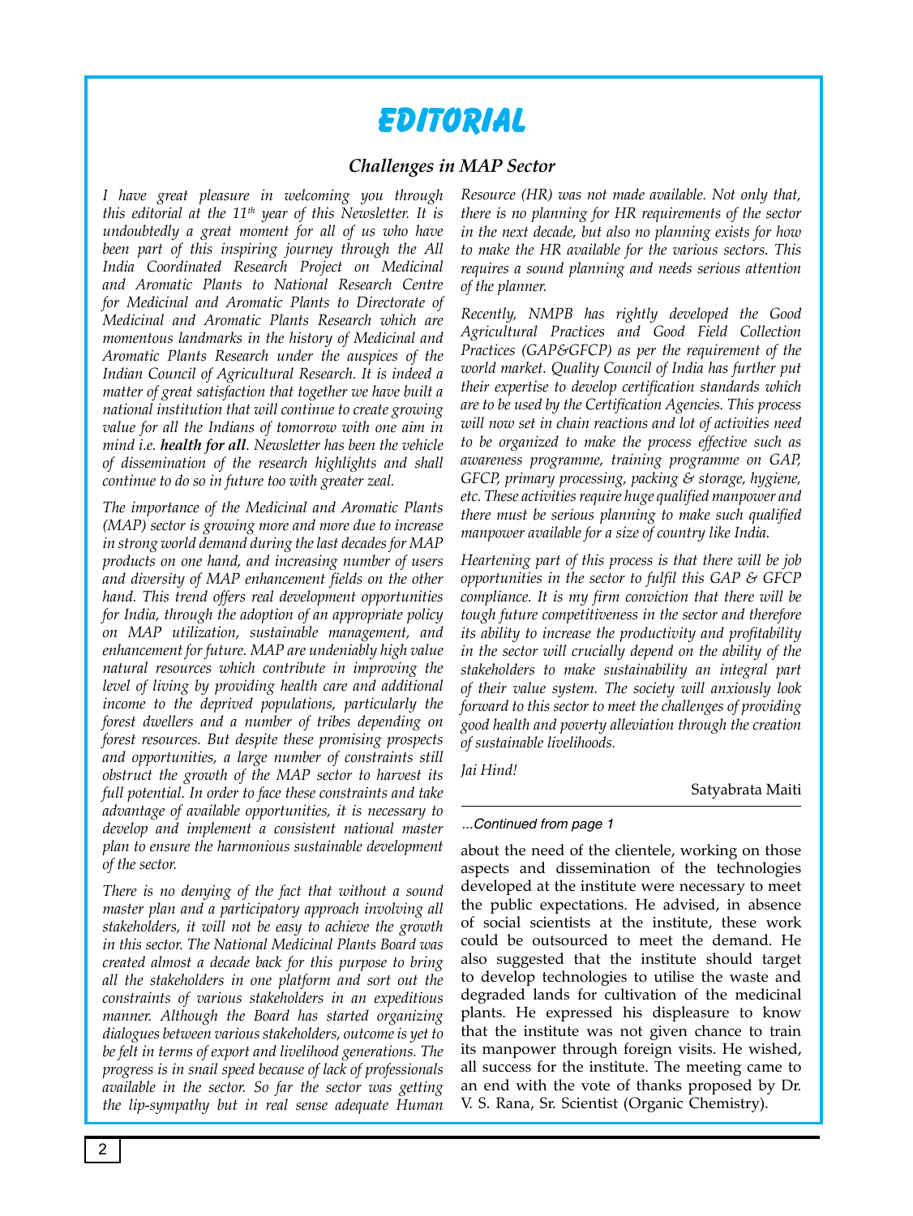# EDITORIAL

## *Challenges in MAP Sector*

*I have great pleasure in welcoming you through this editorial at the 11th year of this Newsletter. It is undoubtedly a great moment for all of us who have been part of this inspiring journey through the All India Coordinated Research Project on Medicinal and Aromatic Plants to National Research Centre for Medicinal and Aromatic Plants to Directorate of Medicinal and Aromatic Plants Research which are momentous landmarks in the history of Medicinal and Aromatic Plants Research under the auspices of the Indian Council of Agricultural Research. It is indeed a matter of great satisfaction that together we have built a national institution that will continue to create growing value for all the Indians of tomorrow with one aim in mind i.e.* ***health for all****. Newsletter has been the vehicle of dissemination of the research highlights and shall continue to do so in future too with greater zeal.*

*The importance of the Medicinal and Aromatic Plants (MAP) sector is growing more and more due to increase in strong world demand during the last decades for MAP products on one hand, and increasing number of users and diversity of MAP enhancement fields on the other hand. This trend offers real development opportunities for India, through the adoption of an appropriate policy on MAP utilization, sustainable management, and enhancement for future. MAP are undeniably high value natural resources which contribute in improving the level of living by providing health care and additional income to the deprived populations, particularly the forest dwellers and a number of tribes depending on forest resources. But despite these promising prospects and opportunities, a large number of constraints still obstruct the growth of the MAP sector to harvest its full potential. In order to face these constraints and take advantage of available opportunities, it is necessary to develop and implement a consistent national master plan to ensure the harmonious sustainable development of the sector.*

*There is no denying of the fact that without a sound master plan and a participatory approach involving all stakeholders, it will not be easy to achieve the growth in this sector. The National Medicinal Plants Board was created almost a decade back for this purpose to bring all the stakeholders in one platform and sort out the constraints of various stakeholders in an expeditious manner. Although the Board has started organizing dialogues between various stakeholders, outcome is yet to be felt in terms of export and livelihood generations. The progress is in snail speed because of lack of professionals available in the sector. So far the sector was getting the lip-sympathy but in real sense adequate Human Resource (HR) was not made available. Not only that, there is no planning for HR requirements of the sector in the next decade, but also no planning exists for how to make the HR available for the various sectors. This requires a sound planning and needs serious attention of the planner.*

*Recently, NMPB has rightly developed the Good Agricultural Practices and Good Field Collection Practices (GAP&GFCP) as per the requirement of the world market. Quality Council of India has further put their expertise to develop certification standards which are to be used by the Certification Agencies. This process will now set in chain reactions and lot of activities need to be organized to make the process effective such as awareness programme, training programme on GAP, GFCP, primary processing, packing & storage, hygiene, etc. These activities require huge qualified manpower and there must be serious planning to make such qualified manpower available for a size of country like India.*

*Heartening part of this process is that there will be job opportunities in the sector to fulfil this GAP & GFCP compliance. It is my firm conviction that there will be tough future competitiveness in the sector and therefore its ability to increase the productivity and profitability in the sector will crucially depend on the ability of the stakeholders to make sustainability an integral part of their value system. The society will anxiously look forward to this sector to meet the challenges of providing good health and poverty alleviation through the creation of sustainable livelihoods.*

*Jai Hind!*

Satyabrata Maiti

---

*...Continued from page 1*

about the need of the clientele, working on those aspects and dissemination of the technologies developed at the institute were necessary to meet the public expectations. He advised, in absence of social scientists at the institute, these work could be outsourced to meet the demand. He also suggested that the institute should target to develop technologies to utilise the waste and degraded lands for cultivation of the medicinal plants. He expressed his displeasure to know that the institute was not given chance to train its manpower through foreign visits. He wished, all success for the institute. The meeting came to an end with the vote of thanks proposed by Dr. V. S. Rana, Sr. Scientist (Organic Chemistry).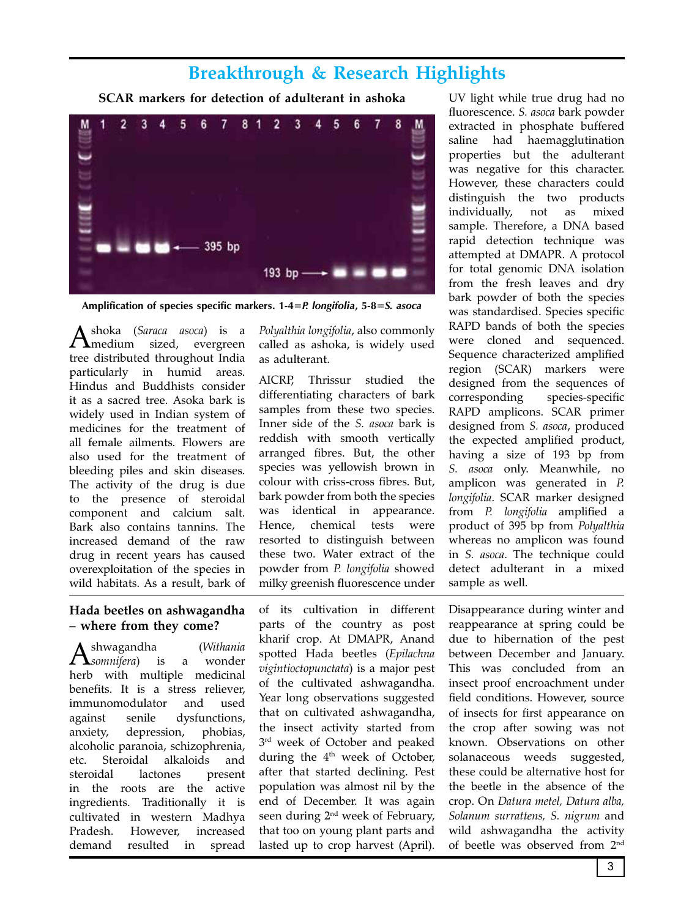# Breakthrough & Research Highlights

## SCAR markers for detection of adulterant in ashoka

M 1 2 3 4 5 6 7 8 1 2 3 4 5 6 7 8 M

395 bp

193 bp

Amplification of species specific markers. 1-4=*P. longifolia*, 5-8=*S. asoca*

Ashoka (*Saraca asoca*) is a medium sized, evergreen tree distributed throughout India particularly in humid areas. Hindus and Buddhists consider it as a sacred tree. Asoka bark is widely used in Indian system of medicines for the treatment of all female ailments. Flowers are also used for the treatment of bleeding piles and skin diseases. The activity of the drug is due to the presence of steroidal component and calcium salt. Bark also contains tannins. The increased demand of the raw drug in recent years has caused overexploitation of the species in wild habitats. As a result, bark of *Polyalthia longifolia*, also commonly called as ashoka, is widely used as adulterant.

AICRP, Thrissur studied the differentiating characters of bark samples from these two species. Inner side of the *S. asoca* bark is reddish with smooth vertically arranged fibres. But, the other species was yellowish brown in colour with criss-cross fibres. But, bark powder from both the species was identical in appearance. Hence, chemical tests were resorted to distinguish between these two. Water extract of the powder from *P. longifolia* showed milky greenish fluorescence under UV light while true drug had no fluorescence. *S. asoca* bark powder extracted in phosphate buffered saline had haemagglutination properties but the adulterant was negative for this character. However, these characters could distinguish the two products individually, not as mixed sample. Therefore, a DNA based rapid detection technique was attempted at DMAPR. A protocol for total genomic DNA isolation from the fresh leaves and dry bark powder of both the species was standardised. Species specific RAPD bands of both the species were cloned and sequenced. Sequence characterized amplified region (SCAR) markers were designed from the sequences of corresponding species-specific RAPD amplicons. SCAR primer designed from *S. asoca*, produced the expected amplified product, having a size of 193 bp from *S. asoca* only. Meanwhile, no amplicon was generated in *P. longifolia*. SCAR marker designed from *P. longifolia* amplified a product of 395 bp from *Polyalthia* whereas no amplicon was found in *S. asoca*. The technique could detect adulterant in a mixed sample as well.

## Hada beetles on ashwagandha – where from they come?

Ashwagandha (*Withania somnifera*) is a wonder herb with multiple medicinal benefits. It is a stress reliever, immunomodulator and used against senile dysfunctions, anxiety, depression, phobias, alcoholic paranoia, schizophrenia, etc. Steroidal alkaloids and steroidal lactones present in the roots are the active ingredients. Traditionally it is cultivated in western Madhya Pradesh. However, increased demand resulted in spread of its cultivation in different parts of the country as post kharif crop. At DMAPR, Anand spotted Hada beetles (*Epilachna vigintioctopunctata*) is a major pest of the cultivated ashwagandha. Year long observations suggested that on cultivated ashwagandha, the insect activity started from 3rd week of October and peaked during the 4th week of October, after that started declining. Pest population was almost nil by the end of December. It was again seen during 2nd week of February, that too on young plant parts and lasted up to crop harvest (April). Disappearance during winter and reappearance at spring could be due to hibernation of the pest between December and January. This was concluded from an insect proof encroachment under field conditions. However, source of insects for first appearance on the crop after sowing was not known. Observations on other solanaceous weeds suggested, these could be alternative host for the beetle in the absence of the crop. On *Datura metel, Datura alba, Solanum surrattens, S. nigrum* and wild ashwagandha the activity of beetle was observed from 2nd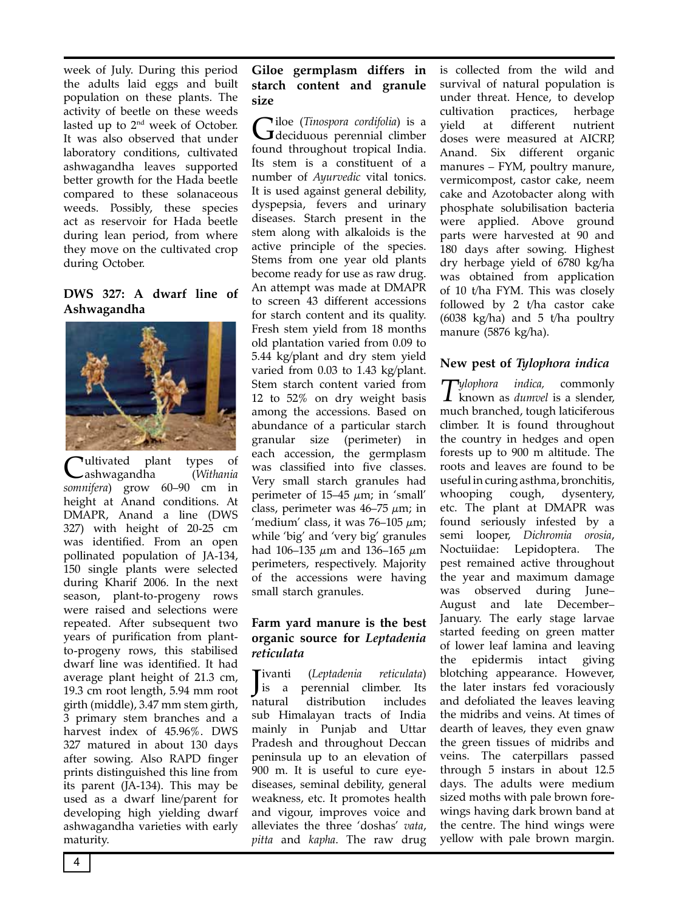week of July. During this period the adults laid eggs and built population on these plants. The activity of beetle on these weeds lasted up to 2nd week of October. It was also observed that under laboratory conditions, cultivated ashwagandha leaves supported better growth for the Hada beetle compared to these solanaceous weeds. Possibly, these species act as reservoir for Hada beetle during lean period, from where they move on the cultivated crop during October.

### DWS 327: A dwarf line of Ashwagandha

Cultivated plant types of ashwagandha (*Withania somnifera*) grow 60–90 cm in height at Anand conditions. At DMAPR, Anand a line (DWS 327) with height of 20-25 cm was identified. From an open pollinated population of JA-134, 150 single plants were selected during Kharif 2006. In the next season, plant-to-progeny rows were raised and selections were repeated. After subsequent two years of purification from plant-to-progeny rows, this stabilised dwarf line was identified. It had average plant height of 21.3 cm, 19.3 cm root length, 5.94 mm root girth (middle), 3.47 mm stem girth, 3 primary stem branches and a harvest index of 45.96%. DWS 327 matured in about 130 days after sowing. Also RAPD finger prints distinguished this line from its parent (JA-134). This may be used as a dwarf line/parent for developing high yielding dwarf ashwagandha varieties with early maturity.

### Giloe germplasm differs in starch content and granule size

Giloe (*Tinospora cordifolia*) is a deciduous perennial climber found throughout tropical India. Its stem is a constituent of a number of *Ayurvedic* vital tonics. It is used against general debility, dyspepsia, fevers and urinary diseases. Starch present in the stem along with alkaloids is the active principle of the species. Stems from one year old plants become ready for use as raw drug. An attempt was made at DMAPR to screen 43 different accessions for starch content and its quality. Fresh stem yield from 18 months old plantation varied from 0.09 to 5.44 kg/plant and dry stem yield varied from 0.03 to 1.43 kg/plant. Stem starch content varied from 12 to 52% on dry weight basis among the accessions. Based on abundance of a particular starch granular size (perimeter) in each accession, the germplasm was classified into five classes. Very small starch granules had perimeter of 15–45 $\mu$m; in 'small' class, perimeter was 46–75 $\mu$m; in 'medium' class, it was 76–105 $\mu$m; while 'big' and 'very big' granules had 106–135 $\mu$m and 136–165 $\mu$m perimeters, respectively. Majority of the accessions were having small starch granules.

### Farm yard manure is the best organic source for *Leptadenia reticulata*

Jivanti (*Leptadenia reticulata*) is a perennial climber. Its natural distribution includes sub Himalayan tracts of India mainly in Punjab and Uttar Pradesh and throughout Deccan peninsula up to an elevation of 900 m. It is useful to cure eye-diseases, seminal debility, general weakness, etc. It promotes health and vigour, improves voice and alleviates the three 'doshas' *vata*, *pitta* and *kapha*. The raw drug is collected from the wild and survival of natural population is under threat. Hence, to develop cultivation practices, herbage yield at different nutrient doses were measured at AICRP, Anand. Six different organic manures – FYM, poultry manure, vermicompost, castor cake, neem cake and Azotobacter along with phosphate solubilisation bacteria were applied. Above ground parts were harvested at 90 and 180 days after sowing. Highest dry herbage yield of 6780 kg/ha was obtained from application of 10 t/ha FYM. This was closely followed by 2 t/ha castor cake (6038 kg/ha) and 5 t/ha poultry manure (5876 kg/ha).

### New pest of *Tylophora indica*

*Tylophora indica,* commonly known as *dumvel* is a slender, much branched, tough laticiferous climber. It is found throughout the country in hedges and open forests up to 900 m altitude. The roots and leaves are found to be useful in curing asthma, bronchitis, whooping cough, dysentery, etc. The plant at DMAPR was found seriously infested by a semi looper, *Dichromia orosia*, Noctuiidae: Lepidoptera. The pest remained active throughout the year and maximum damage was observed during June–August and late December–January. The early stage larvae started feeding on green matter of lower leaf lamina and leaving the epidermis intact giving blotching appearance. However, the later instars fed voraciously and defoliated the leaves leaving the midribs and veins. At times of dearth of leaves, they even gnaw the green tissues of midribs and veins. The caterpillars passed through 5 instars in about 12.5 days. The adults were medium sized moths with pale brown fore-wings having dark brown band at the centre. The hind wings were yellow with pale brown margin.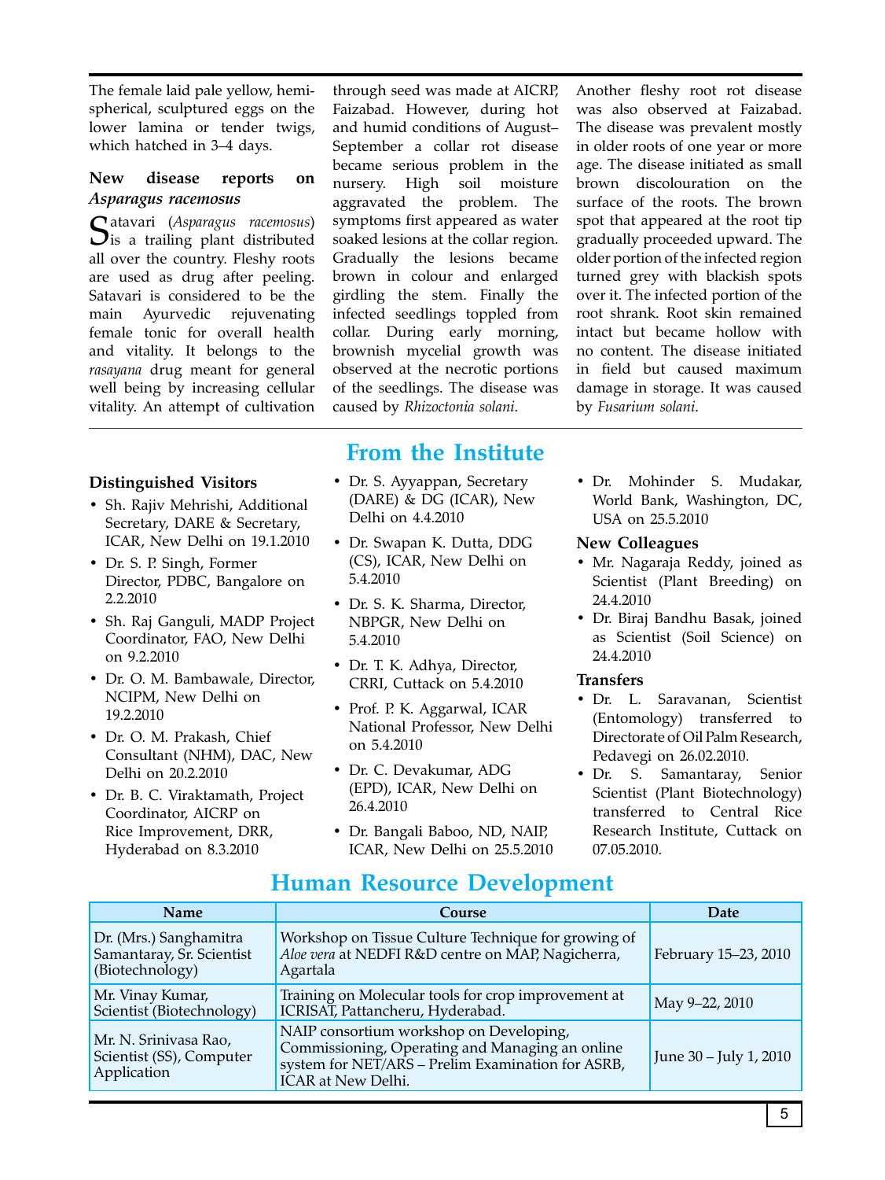The female laid pale yellow, hemispherical, sculptured eggs on the lower lamina or tender twigs, which hatched in 3–4 days.

### New disease reports on *Asparagus racemosus*

Satavari (*Asparagus racemosus*) is a trailing plant distributed all over the country. Fleshy roots are used as drug after peeling. Satavari is considered to be the main Ayurvedic rejuvenating female tonic for overall health and vitality. It belongs to the *rasayana* drug meant for general well being by increasing cellular vitality. An attempt of cultivation through seed was made at AICRP, Faizabad. However, during hot and humid conditions of August–September a collar rot disease became serious problem in the nursery. High soil moisture aggravated the problem. The symptoms first appeared as water soaked lesions at the collar region. Gradually the lesions became brown in colour and enlarged girdling the stem. Finally the infected seedlings toppled from collar. During early morning, brownish mycelial growth was observed at the necrotic portions of the seedlings. The disease was caused by *Rhizoctonia solani*.

Another fleshy root rot disease was also observed at Faizabad. The disease was prevalent mostly in older roots of one year or more age. The disease initiated as small brown discolouration on the surface of the roots. The brown spot that appeared at the root tip gradually proceeded upward. The older portion of the infected region turned grey with blackish spots over it. The infected portion of the root shrank. Root skin remained intact but became hollow with no content. The disease initiated in field but caused maximum damage in storage. It was caused by *Fusarium solani*.

## From the Institute

### Distinguished Visitors

- Sh. Rajiv Mehrishi, Additional Secretary, DARE & Secretary, ICAR, New Delhi on 19.1.2010
- Dr. S. P. Singh, Former Director, PDBC, Bangalore on 2.2.2010
- Sh. Raj Ganguli, MADP Project Coordinator, FAO, New Delhi on 9.2.2010
- Dr. O. M. Bambawale, Director, NCIPM, New Delhi on 19.2.2010
- Dr. O. M. Prakash, Chief Consultant (NHM), DAC, New Delhi on 20.2.2010
- Dr. B. C. Viraktamath, Project Coordinator, AICRP on Rice Improvement, DRR, Hyderabad on 8.3.2010
- Dr. S. Ayyappan, Secretary (DARE) & DG (ICAR), New Delhi on 4.4.2010
- Dr. Swapan K. Dutta, DDG (CS), ICAR, New Delhi on 5.4.2010
- Dr. S. K. Sharma, Director, NBPGR, New Delhi on 5.4.2010
- Dr. T. K. Adhya, Director, CRRI, Cuttack on 5.4.2010
- Prof. P. K. Aggarwal, ICAR National Professor, New Delhi on 5.4.2010
- Dr. C. Devakumar, ADG (EPD), ICAR, New Delhi on 26.4.2010
- Dr. Bangali Baboo, ND, NAIP, ICAR, New Delhi on 25.5.2010
- Dr. Mohinder S. Mudakar, World Bank, Washington, DC, USA on 25.5.2010

### New Colleagues

- Mr. Nagaraja Reddy, joined as Scientist (Plant Breeding) on 24.4.2010
- Dr. Biraj Bandhu Basak, joined as Scientist (Soil Science) on 24.4.2010

### Transfers

- Dr. L. Saravanan, Scientist (Entomology) transferred to Directorate of Oil Palm Research, Pedavegi on 26.02.2010.
- Dr. S. Samantaray, Senior Scientist (Plant Biotechnology) transferred to Central Rice Research Institute, Cuttack on 07.05.2010.

## Human Resource Development

| Name | Course | Date |
|---|---|---|
| Dr. (Mrs.) Sanghamitra Samantaray, Sr. Scientist (Biotechnology) | Workshop on Tissue Culture Technique for growing of *Aloe vera* at NEDFI R&D centre on MAP, Nagicherra, Agartala | February 15–23, 2010 |
| Mr. Vinay Kumar, Scientist (Biotechnology) | Training on Molecular tools for crop improvement at ICRISAT, Pattancheru, Hyderabad. | May 9–22, 2010 |
| Mr. N. Srinivasa Rao, Scientist (SS), Computer Application | NAIP consortium workshop on Developing, Commissioning, Operating and Managing an online system for NET/ARS – Prelim Examination for ASRB, ICAR at New Delhi. | June 30 – July 1, 2010 |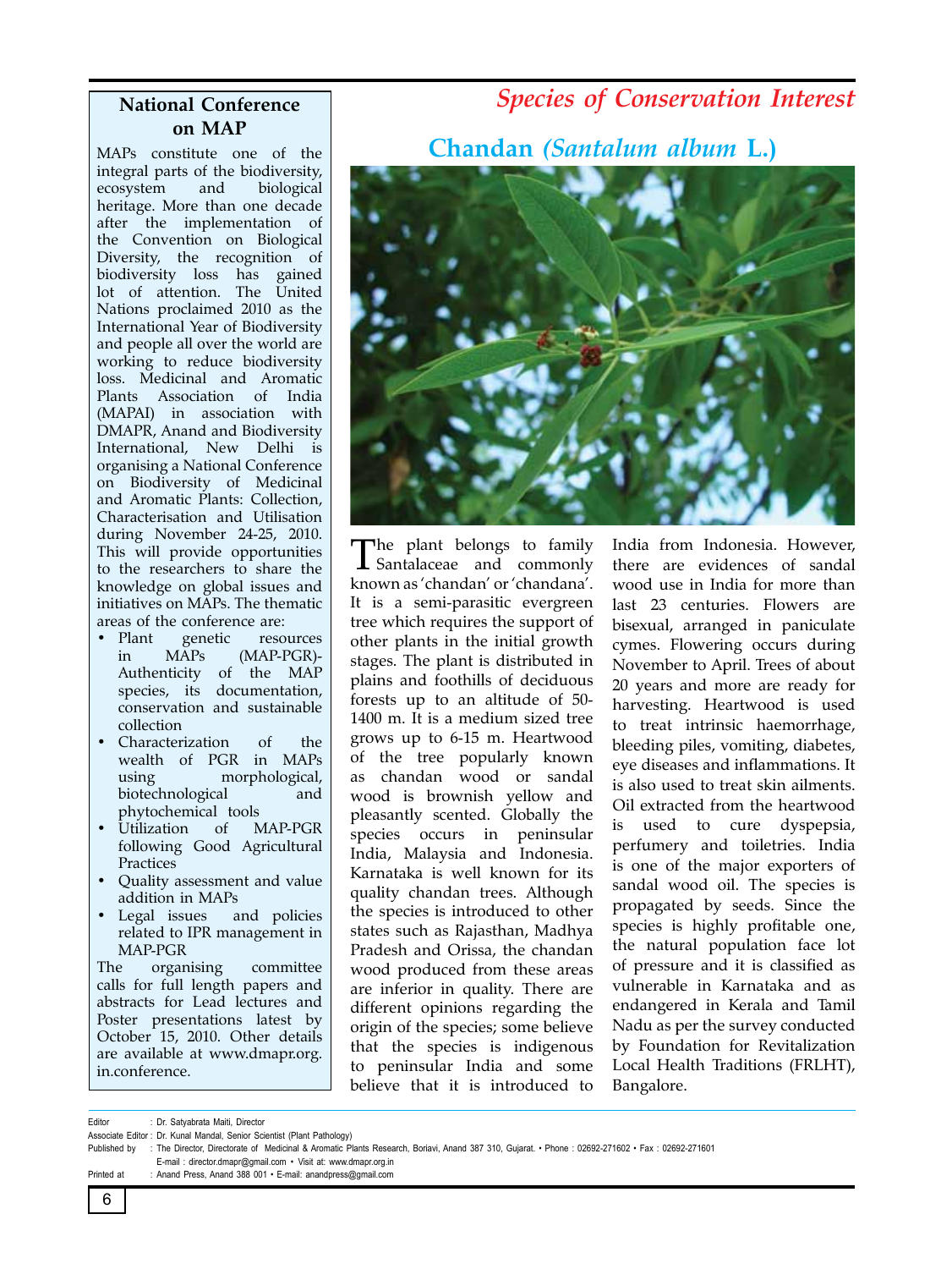## National Conference on MAP

MAPs constitute one of the integral parts of the biodiversity, ecosystem and biological heritage. More than one decade after the implementation of the Convention on Biological Diversity, the recognition of biodiversity loss has gained lot of attention. The United Nations proclaimed 2010 as the International Year of Biodiversity and people all over the world are working to reduce biodiversity loss. Medicinal and Aromatic Plants Association of India (MAPAI) in association with DMAPR, Anand and Biodiversity International, New Delhi is organising a National Conference on Biodiversity of Medicinal and Aromatic Plants: Collection, Characterisation and Utilisation during November 24-25, 2010. This will provide opportunities to the researchers to share the knowledge on global issues and initiatives on MAPs. The thematic areas of the conference are:

- Plant genetic resources in MAPs (MAP-PGR)- Authenticity of the MAP species, its documentation, conservation and sustainable collection
- Characterization of the wealth of PGR in MAPs using morphological, biotechnological and phytochemical tools
- Utilization of MAP-PGR following Good Agricultural Practices
- Quality assessment and value addition in MAPs
- Legal issues and policies related to IPR management in MAP-PGR

The organising committee calls for full length papers and abstracts for Lead lectures and Poster presentations latest by October 15, 2010. Other details are available at www.dmapr.org.in.conference.

# *Species of Conservation Interest*

## Chandan *(Santalum album* L.)

The plant belongs to family Santalaceae and commonly known as 'chandan' or 'chandana'. It is a semi-parasitic evergreen tree which requires the support of other plants in the initial growth stages. The plant is distributed in plains and foothills of deciduous forests up to an altitude of 50-1400 m. It is a medium sized tree grows up to 6-15 m. Heartwood of the tree popularly known as chandan wood or sandal wood is brownish yellow and pleasantly scented. Globally the species occurs in peninsular India, Malaysia and Indonesia. Karnataka is well known for its quality chandan trees. Although the species is introduced to other states such as Rajasthan, Madhya Pradesh and Orissa, the chandan wood produced from these areas are inferior in quality. There are different opinions regarding the origin of the species; some believe that the species is indigenous to peninsular India and some believe that it is introduced to India from Indonesia. However, there are evidences of sandal wood use in India for more than last 23 centuries. Flowers are bisexual, arranged in paniculate cymes. Flowering occurs during November to April. Trees of about 20 years and more are ready for harvesting. Heartwood is used to treat intrinsic haemorrhage, bleeding piles, vomiting, diabetes, eye diseases and inflammations. It is also used to treat skin ailments. Oil extracted from the heartwood is used to cure dyspepsia, perfumery and toiletries. India is one of the major exporters of sandal wood oil. The species is propagated by seeds. Since the species is highly profitable one, the natural population face lot of pressure and it is classified as vulnerable in Karnataka and as endangered in Kerala and Tamil Nadu as per the survey conducted by Foundation for Revitalization Local Health Traditions (FRLHT), Bangalore.

Editor : Dr. Satyabrata Maiti, Director
Associate Editor : Dr. Kunal Mandal, Senior Scientist (Plant Pathology)
Published by : The Director, Directorate of Medicinal & Aromatic Plants Research, Boriavi, Anand 387 310, Gujarat. • Phone : 02692-271602 • Fax : 02692-271601
E-mail : director.dmapr@gmail.com • Visit at: www.dmapr.org.in
Printed at : Anand Press, Anand 388 001 • E-mail: anandpress@gmail.com